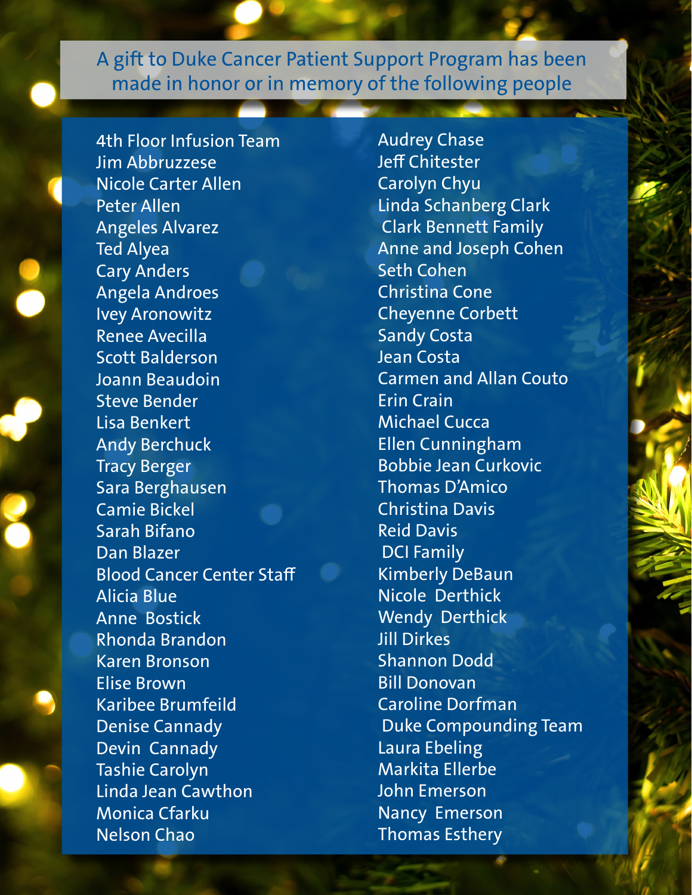# A gift to Duke Cancer Patient Support Program has been made in honor or in memory of the following people

4th Floor Infusion Team
Jim Abbruzzese
Nicole Carter Allen
Peter Allen
Angeles Alvarez
Ted Alyea
Cary Anders
Angela Androes
Ivey Aronowitz
Renee Avecilla
Scott Balderson
Joann Beaudoin
Steve Bender
Lisa Benkert
Andy Berchuck
Tracy Berger
Sara Berghausen
Camie Bickel
Sarah Bifano
Dan Blazer
Blood Cancer Center Staff
Alicia Blue
Anne Bostick
Rhonda Brandon
Karen Bronson
Elise Brown
Karibee Brumfeild
Denise Cannady
Devin Cannady
Tashie Carolyn
Linda Jean Cawthon
Monica Cfarku
Nelson Chao
Audrey Chase
Jeff Chitester
Carolyn Chyu
Linda Schanberg Clark
Clark Bennett Family
Anne and Joseph Cohen
Seth Cohen
Christina Cone
Cheyenne Corbett
Sandy Costa
Jean Costa
Carmen and Allan Couto
Erin Crain
Michael Cucca
Ellen Cunningham
Bobbie Jean Curkovic
Thomas D'Amico
Christina Davis
Reid Davis
DCI Family
Kimberly DeBaun
Nicole Derthick
Wendy Derthick
Jill Dirkes
Shannon Dodd
Bill Donovan
Caroline Dorfman
Duke Compounding Team
Laura Ebeling
Markita Ellerbe
John Emerson
Nancy Emerson
Thomas Esthery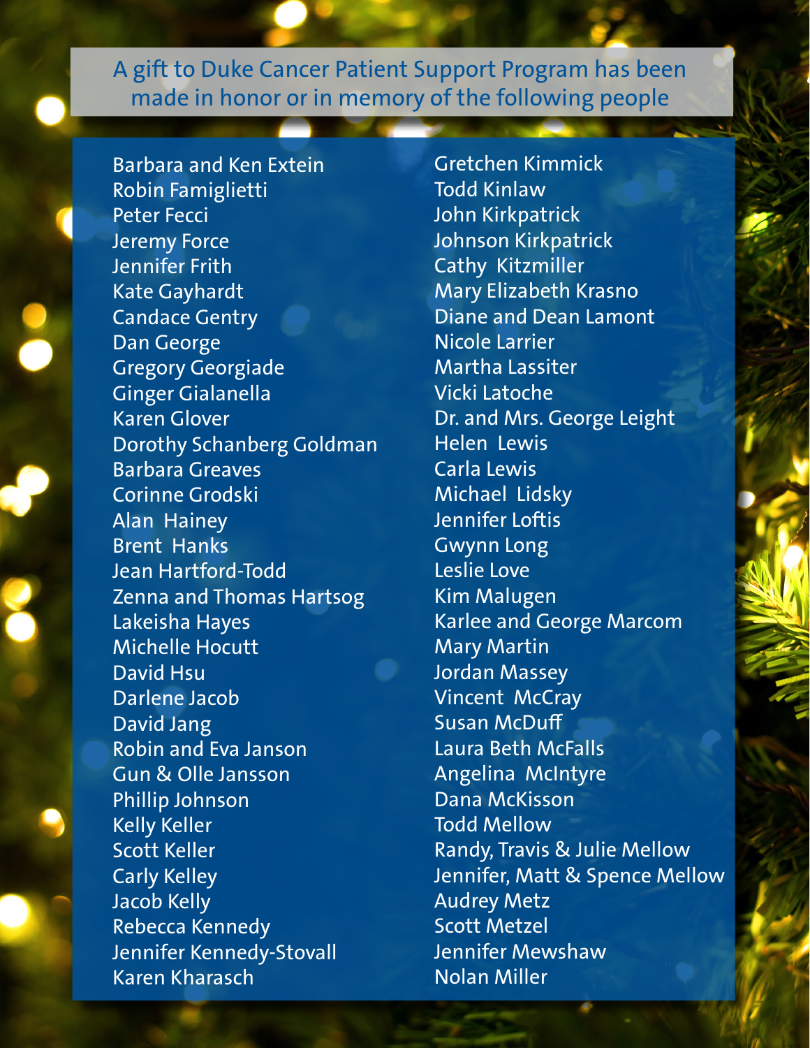A gift to Duke Cancer Patient Support Program has been made in honor or in memory of the following people

Barbara and Ken Extein
Robin Famiglietti
Peter Fecci
Jeremy Force
Jennifer Frith
Kate Gayhardt
Candace Gentry
Dan George
Gregory Georgiade
Ginger Gialanella
Karen Glover
Dorothy Schanberg Goldman
Barbara Greaves
Corinne Grodski
Alan Hainey
Brent Hanks
Jean Hartford-Todd
Zenna and Thomas Hartsog
Lakeisha Hayes
Michelle Hocutt
David Hsu
Darlene Jacob
David Jang
Robin and Eva Janson
Gun & Olle Jansson
Phillip Johnson
Kelly Keller
Scott Keller
Carly Kelley
Jacob Kelly
Rebecca Kennedy
Jennifer Kennedy-Stovall
Karen Kharasch
Gretchen Kimmick
Todd Kinlaw
John Kirkpatrick
Johnson Kirkpatrick
Cathy Kitzmiller
Mary Elizabeth Krasno
Diane and Dean Lamont
Nicole Larrier
Martha Lassiter
Vicki Latoche
Dr. and Mrs. George Leight
Helen Lewis
Carla Lewis
Michael Lidsky
Jennifer Loftis
Gwynn Long
Leslie Love
Kim Malugen
Karlee and George Marcom
Mary Martin
Jordan Massey
Vincent McCray
Susan McDuff
Laura Beth McFalls
Angelina McIntyre
Dana McKisson
Todd Mellow
Randy, Travis & Julie Mellow
Jennifer, Matt & Spence Mellow
Audrey Metz
Scott Metzel
Jennifer Mewshaw
Nolan Miller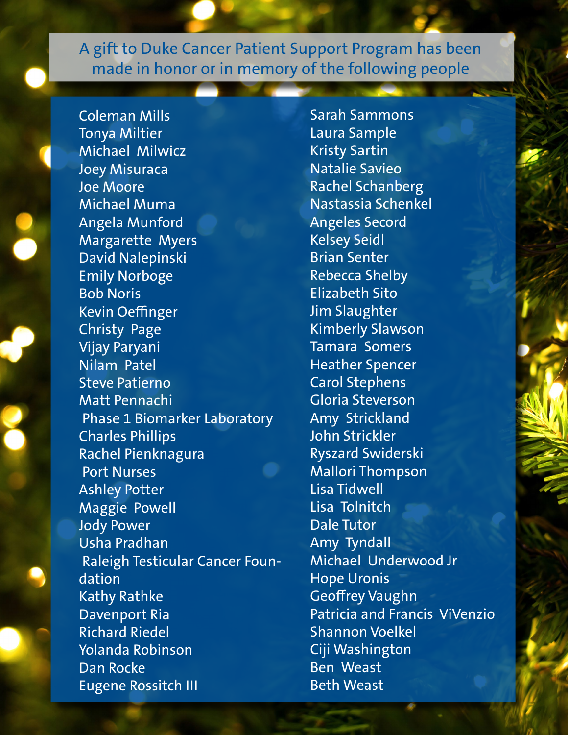## A gift to Duke Cancer Patient Support Program has been made in honor or in memory of the following people

Coleman Mills
Tonya Miltier
Michael Milwicz
Joey Misuraca
Joe Moore
Michael Muma
Angela Munford
Margarette Myers
David Nalepinski
Emily Norboge
Bob Noris
Kevin Oeffinger
Christy Page
Vijay Paryani
Nilam Patel
Steve Patierno
Matt Pennachi
Phase 1 Biomarker Laboratory
Charles Phillips
Rachel Pienknagura
Port Nurses
Ashley Potter
Maggie Powell
Jody Power
Usha Pradhan
Raleigh Testicular Cancer Foundation
Kathy Rathke
Davenport Ria
Richard Riedel
Yolanda Robinson
Dan Rocke
Eugene Rossitch III
Sarah Sammons
Laura Sample
Kristy Sartin
Natalie Savieo
Rachel Schanberg
Nastassia Schenkel
Angeles Secord
Kelsey Seidl
Brian Senter
Rebecca Shelby
Elizabeth Sito
Jim Slaughter
Kimberly Slawson
Tamara Somers
Heather Spencer
Carol Stephens
Gloria Steverson
Amy Strickland
John Strickler
Ryszard Swiderski
Mallori Thompson
Lisa Tidwell
Lisa Tolnitch
Dale Tutor
Amy Tyndall
Michael Underwood Jr
Hope Uronis
Geoffrey Vaughn
Patricia and Francis ViVenzio
Shannon Voelkel
Ciji Washington
Ben Weast
Beth Weast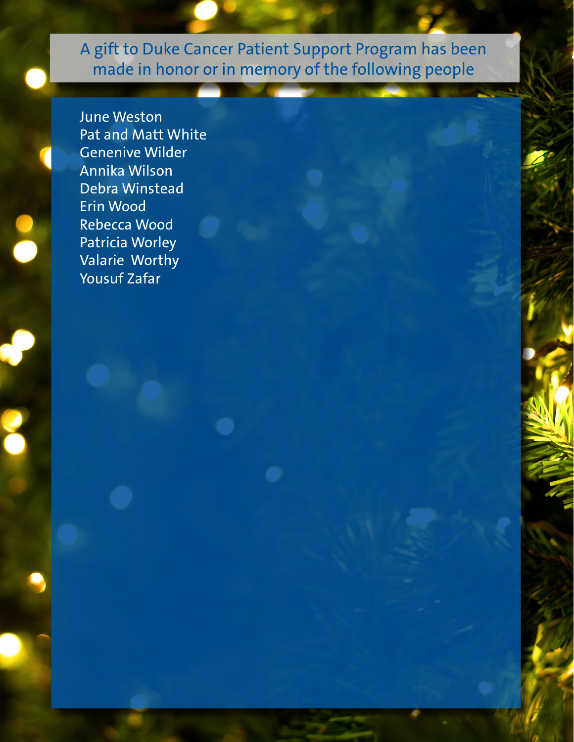A gift to Duke Cancer Patient Support Program has been made in honor or in memory of the following people

June Weston
Pat and Matt White
Genenive Wilder
Annika Wilson
Debra Winstead
Erin Wood
Rebecca Wood
Patricia Worley
Valarie  Worthy
Yousuf Zafar